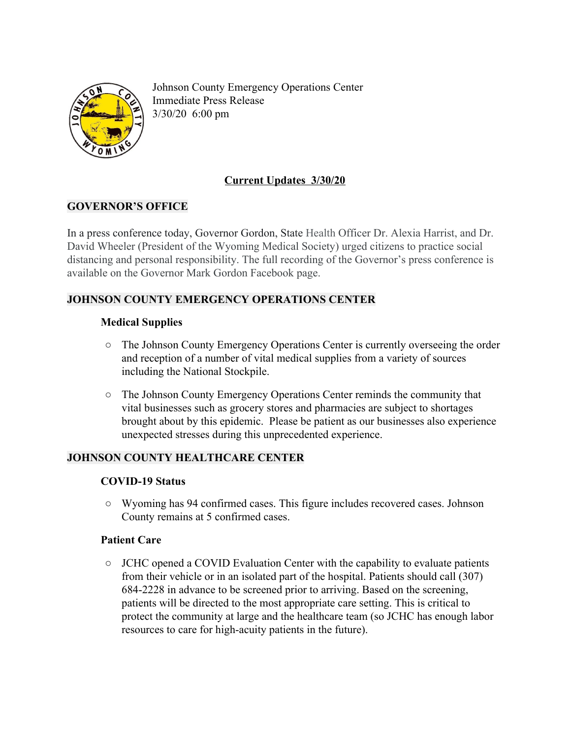Johnson County Emergency Operations Center
Immediate Press Release
3/30/20 6:00 pm

## Current Updates 3/30/20

## GOVERNOR'S OFFICE

In a press conference today, Governor Gordon, State Health Officer Dr. Alexia Harrist, and Dr. David Wheeler (President of the Wyoming Medical Society) urged citizens to practice social distancing and personal responsibility. The full recording of the Governor's press conference is available on the Governor Mark Gordon Facebook page.

## JOHNSON COUNTY EMERGENCY OPERATIONS CENTER

### Medical Supplies

- The Johnson County Emergency Operations Center is currently overseeing the order and reception of a number of vital medical supplies from a variety of sources including the National Stockpile.
- The Johnson County Emergency Operations Center reminds the community that vital businesses such as grocery stores and pharmacies are subject to shortages brought about by this epidemic. Please be patient as our businesses also experience unexpected stresses during this unprecedented experience.

## JOHNSON COUNTY HEALTHCARE CENTER

### COVID-19 Status

- Wyoming has 94 confirmed cases. This figure includes recovered cases. Johnson County remains at 5 confirmed cases.

### Patient Care

- JCHC opened a COVID Evaluation Center with the capability to evaluate patients from their vehicle or in an isolated part of the hospital. Patients should call (307) 684-2228 in advance to be screened prior to arriving. Based on the screening, patients will be directed to the most appropriate care setting. This is critical to protect the community at large and the healthcare team (so JCHC has enough labor resources to care for high-acuity patients in the future).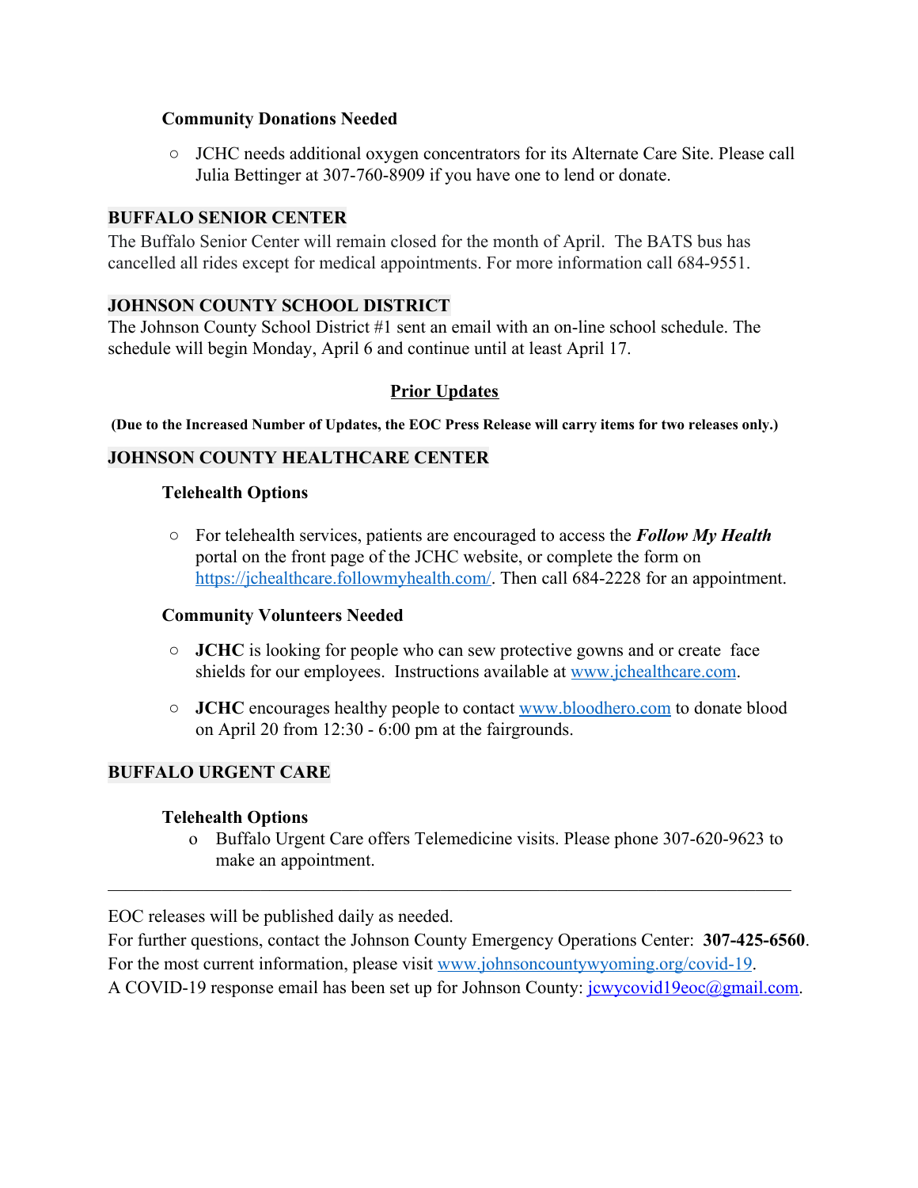**Community Donations Needed**

- JCHC needs additional oxygen concentrators for its Alternate Care Site. Please call Julia Bettinger at 307-760-8909 if you have one to lend or donate.

## BUFFALO SENIOR CENTER

The Buffalo Senior Center will remain closed for the month of April. The BATS bus has cancelled all rides except for medical appointments. For more information call 684-9551.

## JOHNSON COUNTY SCHOOL DISTRICT

The Johnson County School District #1 sent an email with an on-line school schedule. The schedule will begin Monday, April 6 and continue until at least April 17.

## Prior Updates

**(Due to the Increased Number of Updates, the EOC Press Release will carry items for two releases only.)**

## JOHNSON COUNTY HEALTHCARE CENTER

**Telehealth Options**

- For telehealth services, patients are encouraged to access the ***Follow My Health*** portal on the front page of the JCHC website, or complete the form on https://jchealthcare.followmyhealth.com/. Then call 684-2228 for an appointment.

**Community Volunteers Needed**

- **JCHC** is looking for people who can sew protective gowns and or create face shields for our employees. Instructions available at www.jchealthcare.com.
- **JCHC** encourages healthy people to contact www.bloodhero.com to donate blood on April 20 from 12:30 - 6:00 pm at the fairgrounds.

## BUFFALO URGENT CARE

**Telehealth Options**

- Buffalo Urgent Care offers Telemedicine visits. Please phone 307-620-9623 to make an appointment.

---

EOC releases will be published daily as needed.
For further questions, contact the Johnson County Emergency Operations Center: **307-425-6560**.
For the most current information, please visit www.johnsoncountywyoming.org/covid-19.
A COVID-19 response email has been set up for Johnson County: jcwycovid19eoc@gmail.com.